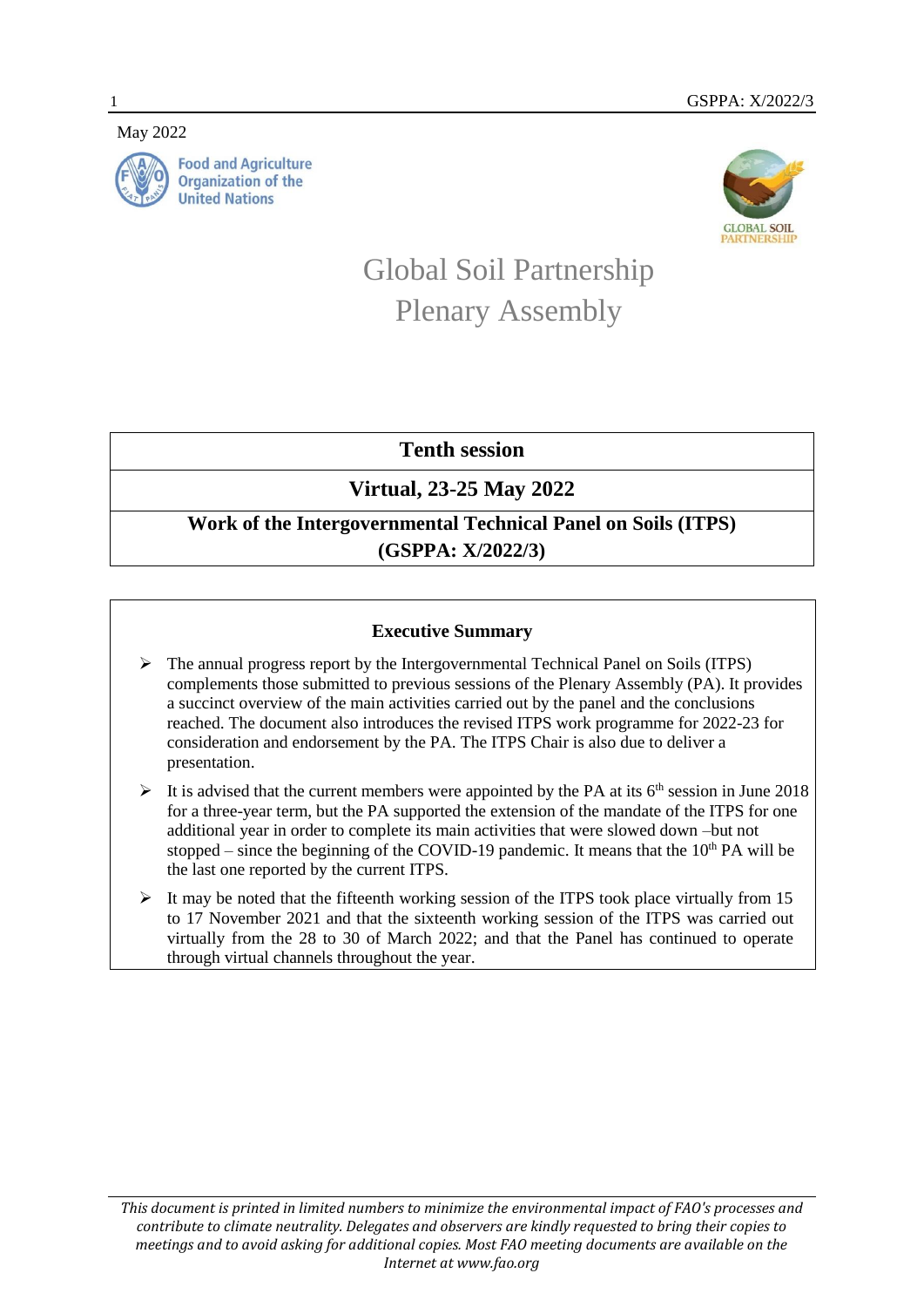May 2022

Food and Agriculture Organization of the United Nations

# Global Soil Partnership Plenary Assembly

| **Tenth session** |
| --- |
| **Virtual, 23-25 May 2022** |
| **Work of the Intergovernmental Technical Panel on Soils (ITPS) (GSPPA: X/2022/3)** |

## Executive Summary

- The annual progress report by the Intergovernmental Technical Panel on Soils (ITPS) complements those submitted to previous sessions of the Plenary Assembly (PA). It provides a succinct overview of the main activities carried out by the panel and the conclusions reached. The document also introduces the revised ITPS work programme for 2022-23 for consideration and endorsement by the PA. The ITPS Chair is also due to deliver a presentation.
- It is advised that the current members were appointed by the PA at its 6th session in June 2018 for a three-year term, but the PA supported the extension of the mandate of the ITPS for one additional year in order to complete its main activities that were slowed down –but not stopped – since the beginning of the COVID-19 pandemic. It means that the 10th PA will be the last one reported by the current ITPS.
- It may be noted that the fifteenth working session of the ITPS took place virtually from 15 to 17 November 2021 and that the sixteenth working session of the ITPS was carried out virtually from the 28 to 30 of March 2022; and that the Panel has continued to operate through virtual channels throughout the year.

*This document is printed in limited numbers to minimize the environmental impact of FAO's processes and contribute to climate neutrality. Delegates and observers are kindly requested to bring their copies to meetings and to avoid asking for additional copies. Most FAO meeting documents are available on the Internet at www.fao.org*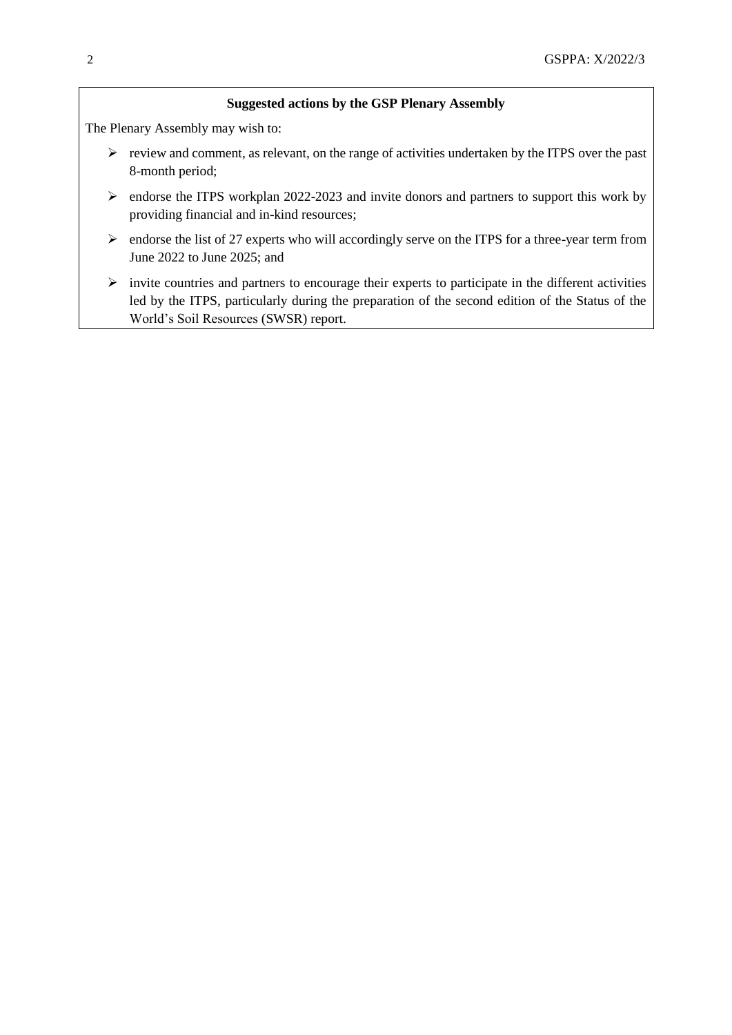**Suggested actions by the GSP Plenary Assembly**

The Plenary Assembly may wish to:

- review and comment, as relevant, on the range of activities undertaken by the ITPS over the past 8-month period;
- endorse the ITPS workplan 2022-2023 and invite donors and partners to support this work by providing financial and in-kind resources;
- endorse the list of 27 experts who will accordingly serve on the ITPS for a three-year term from June 2022 to June 2025; and
- invite countries and partners to encourage their experts to participate in the different activities led by the ITPS, particularly during the preparation of the second edition of the Status of the World's Soil Resources (SWSR) report.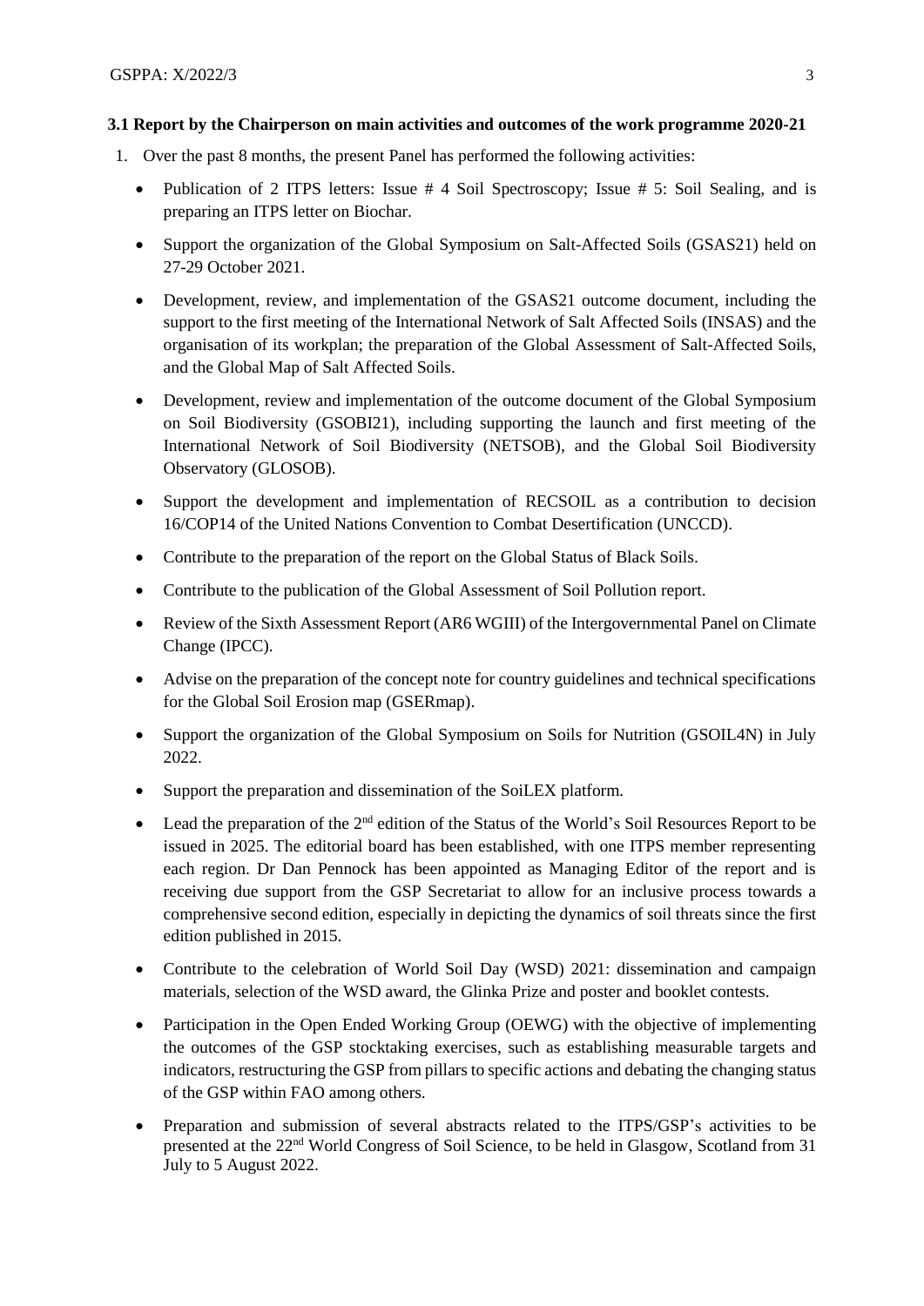### 3.1 Report by the Chairperson on main activities and outcomes of the work programme 2020-21

1. Over the past 8 months, the present Panel has performed the following activities:

   - Publication of 2 ITPS letters: Issue # 4 Soil Spectroscopy; Issue # 5: Soil Sealing, and is preparing an ITPS letter on Biochar.
   - Support the organization of the Global Symposium on Salt-Affected Soils (GSAS21) held on 27-29 October 2021.
   - Development, review, and implementation of the GSAS21 outcome document, including the support to the first meeting of the International Network of Salt Affected Soils (INSAS) and the organisation of its workplan; the preparation of the Global Assessment of Salt-Affected Soils, and the Global Map of Salt Affected Soils.
   - Development, review and implementation of the outcome document of the Global Symposium on Soil Biodiversity (GSOBI21), including supporting the launch and first meeting of the International Network of Soil Biodiversity (NETSOB), and the Global Soil Biodiversity Observatory (GLOSOB).
   - Support the development and implementation of RECSOIL as a contribution to decision 16/COP14 of the United Nations Convention to Combat Desertification (UNCCD).
   - Contribute to the preparation of the report on the Global Status of Black Soils.
   - Contribute to the publication of the Global Assessment of Soil Pollution report.
   - Review of the Sixth Assessment Report (AR6 WGIII) of the Intergovernmental Panel on Climate Change (IPCC).
   - Advise on the preparation of the concept note for country guidelines and technical specifications for the Global Soil Erosion map (GSERmap).
   - Support the organization of the Global Symposium on Soils for Nutrition (GSOIL4N) in July 2022.
   - Support the preparation and dissemination of the SoiLEX platform.
   - Lead the preparation of the 2nd edition of the Status of the World's Soil Resources Report to be issued in 2025. The editorial board has been established, with one ITPS member representing each region. Dr Dan Pennock has been appointed as Managing Editor of the report and is receiving due support from the GSP Secretariat to allow for an inclusive process towards a comprehensive second edition, especially in depicting the dynamics of soil threats since the first edition published in 2015.
   - Contribute to the celebration of World Soil Day (WSD) 2021: dissemination and campaign materials, selection of the WSD award, the Glinka Prize and poster and booklet contests.
   - Participation in the Open Ended Working Group (OEWG) with the objective of implementing the outcomes of the GSP stocktaking exercises, such as establishing measurable targets and indicators, restructuring the GSP from pillars to specific actions and debating the changing status of the GSP within FAO among others.
   - Preparation and submission of several abstracts related to the ITPS/GSP's activities to be presented at the 22nd World Congress of Soil Science, to be held in Glasgow, Scotland from 31 July to 5 August 2022.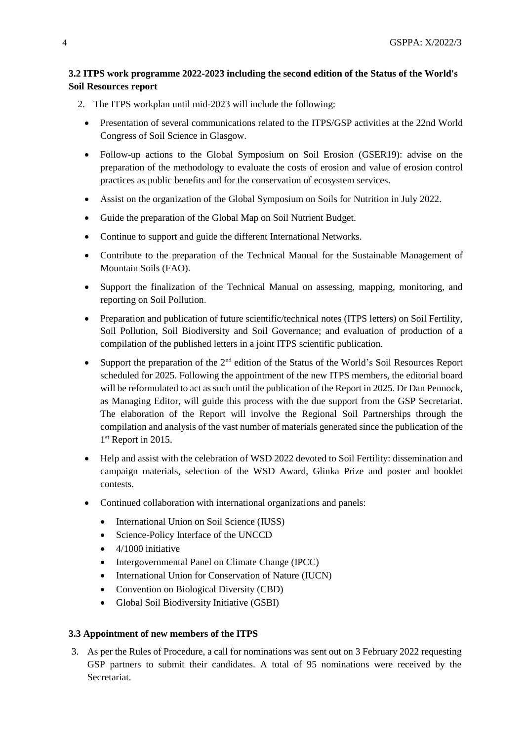### 3.2 ITPS work programme 2022-2023 including the second edition of the Status of the World's Soil Resources report

2. The ITPS workplan until mid-2023 will include the following:

- Presentation of several communications related to the ITPS/GSP activities at the 22nd World Congress of Soil Science in Glasgow.
- Follow-up actions to the Global Symposium on Soil Erosion (GSER19): advise on the preparation of the methodology to evaluate the costs of erosion and value of erosion control practices as public benefits and for the conservation of ecosystem services.
- Assist on the organization of the Global Symposium on Soils for Nutrition in July 2022.
- Guide the preparation of the Global Map on Soil Nutrient Budget.
- Continue to support and guide the different International Networks.
- Contribute to the preparation of the Technical Manual for the Sustainable Management of Mountain Soils (FAO).
- Support the finalization of the Technical Manual on assessing, mapping, monitoring, and reporting on Soil Pollution.
- Preparation and publication of future scientific/technical notes (ITPS letters) on Soil Fertility, Soil Pollution, Soil Biodiversity and Soil Governance; and evaluation of production of a compilation of the published letters in a joint ITPS scientific publication.
- Support the preparation of the 2nd edition of the Status of the World's Soil Resources Report scheduled for 2025. Following the appointment of the new ITPS members, the editorial board will be reformulated to act as such until the publication of the Report in 2025. Dr Dan Pennock, as Managing Editor, will guide this process with the due support from the GSP Secretariat. The elaboration of the Report will involve the Regional Soil Partnerships through the compilation and analysis of the vast number of materials generated since the publication of the 1st Report in 2015.
- Help and assist with the celebration of WSD 2022 devoted to Soil Fertility: dissemination and campaign materials, selection of the WSD Award, Glinka Prize and poster and booklet contests.
- Continued collaboration with international organizations and panels:
  - International Union on Soil Science (IUSS)
  - Science-Policy Interface of the UNCCD
  - 4/1000 initiative
  - Intergovernmental Panel on Climate Change (IPCC)
  - International Union for Conservation of Nature (IUCN)
  - Convention on Biological Diversity (CBD)
  - Global Soil Biodiversity Initiative (GSBI)

### 3.3 Appointment of new members of the ITPS

3. As per the Rules of Procedure, a call for nominations was sent out on 3 February 2022 requesting GSP partners to submit their candidates. A total of 95 nominations were received by the Secretariat.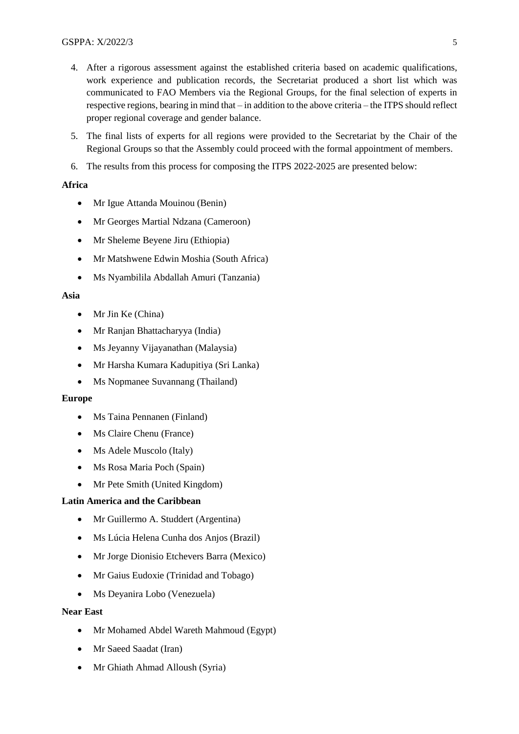4. After a rigorous assessment against the established criteria based on academic qualifications, work experience and publication records, the Secretariat produced a short list which was communicated to FAO Members via the Regional Groups, for the final selection of experts in respective regions, bearing in mind that – in addition to the above criteria – the ITPS should reflect proper regional coverage and gender balance.
5. The final lists of experts for all regions were provided to the Secretariat by the Chair of the Regional Groups so that the Assembly could proceed with the formal appointment of members.
6. The results from this process for composing the ITPS 2022-2025 are presented below:

**Africa**

- Mr Igue Attanda Mouinou (Benin)
- Mr Georges Martial Ndzana (Cameroon)
- Mr Sheleme Beyene Jiru (Ethiopia)
- Mr Matshwene Edwin Moshia (South Africa)
- Ms Nyambilila Abdallah Amuri (Tanzania)

**Asia**

- Mr Jin Ke (China)
- Mr Ranjan Bhattacharyya (India)
- Ms Jeyanny Vijayanathan (Malaysia)
- Mr Harsha Kumara Kadupitiya (Sri Lanka)
- Ms Nopmanee Suvannang (Thailand)

**Europe**

- Ms Taina Pennanen (Finland)
- Ms Claire Chenu (France)
- Ms Adele Muscolo (Italy)
- Ms Rosa Maria Poch (Spain)
- Mr Pete Smith (United Kingdom)

**Latin America and the Caribbean**

- Mr Guillermo A. Studdert (Argentina)
- Ms Lúcia Helena Cunha dos Anjos (Brazil)
- Mr Jorge Dionisio Etchevers Barra (Mexico)
- Mr Gaius Eudoxie (Trinidad and Tobago)
- Ms Deyanira Lobo (Venezuela)

**Near East**

- Mr Mohamed Abdel Wareth Mahmoud (Egypt)
- Mr Saeed Saadat (Iran)
- Mr Ghiath Ahmad Alloush (Syria)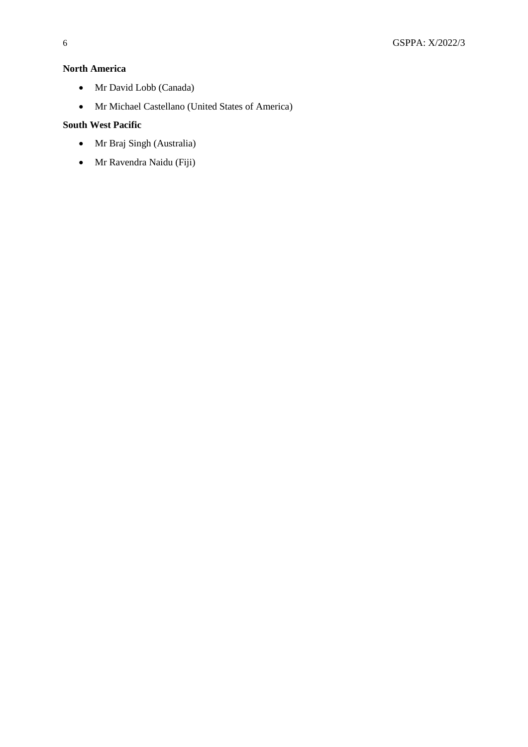**North America**

- Mr David Lobb (Canada)
- Mr Michael Castellano (United States of America)

**South West Pacific**

- Mr Braj Singh (Australia)
- Mr Ravendra Naidu (Fiji)